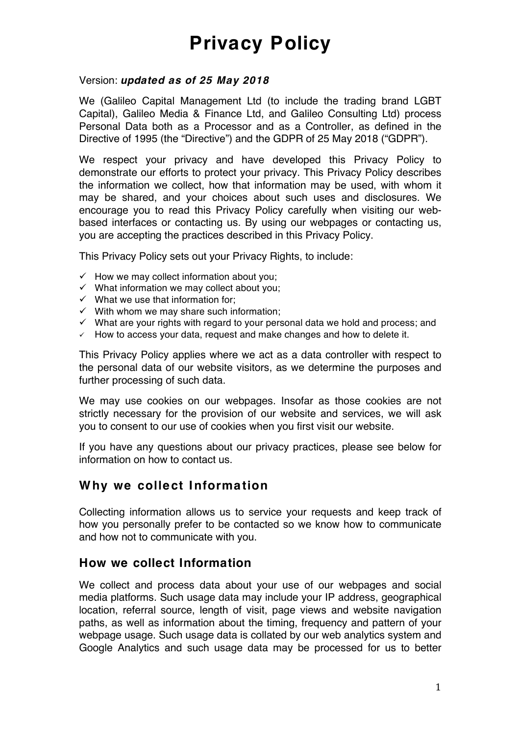# Privacy Policy

Version: ***updated as of 25 May 2018***

We (Galileo Capital Management Ltd (to include the trading brand LGBT Capital), Galileo Media & Finance Ltd, and Galileo Consulting Ltd) process Personal Data both as a Processor and as a Controller, as defined in the Directive of 1995 (the "Directive") and the GDPR of 25 May 2018 ("GDPR").

We respect your privacy and have developed this Privacy Policy to demonstrate our efforts to protect your privacy. This Privacy Policy describes the information we collect, how that information may be used, with whom it may be shared, and your choices about such uses and disclosures. We encourage you to read this Privacy Policy carefully when visiting our web-based interfaces or contacting us. By using our webpages or contacting us, you are accepting the practices described in this Privacy Policy.

This Privacy Policy sets out your Privacy Rights, to include:

- ✓ How we may collect information about you;
- ✓ What information we may collect about you;
- ✓ What we use that information for;
- ✓ With whom we may share such information;
- ✓ What are your rights with regard to your personal data we hold and process; and
- ✓ How to access your data, request and make changes and how to delete it.

This Privacy Policy applies where we act as a data controller with respect to the personal data of our website visitors, as we determine the purposes and further processing of such data.

We may use cookies on our webpages. Insofar as those cookies are not strictly necessary for the provision of our website and services, we will ask you to consent to our use of cookies when you first visit our website.

If you have any questions about our privacy practices, please see below for information on how to contact us.

## Why we collect Information

Collecting information allows us to service your requests and keep track of how you personally prefer to be contacted so we know how to communicate and how not to communicate with you.

## How we collect Information

We collect and process data about your use of our webpages and social media platforms. Such usage data may include your IP address, geographical location, referral source, length of visit, page views and website navigation paths, as well as information about the timing, frequency and pattern of your webpage usage. Such usage data is collated by our web analytics system and Google Analytics and such usage data may be processed for us to better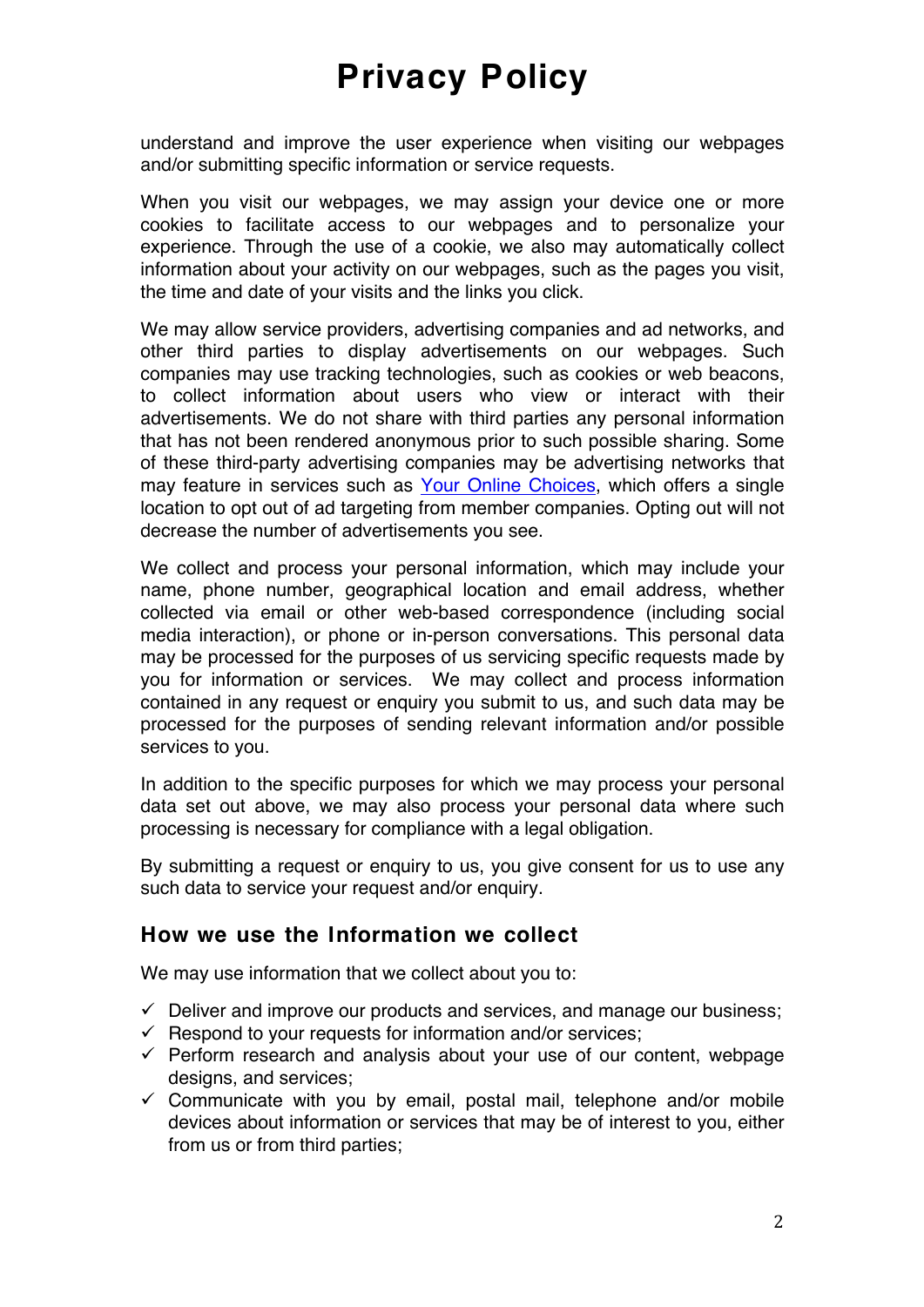understand and improve the user experience when visiting our webpages and/or submitting specific information or service requests.

When you visit our webpages, we may assign your device one or more cookies to facilitate access to our webpages and to personalize your experience. Through the use of a cookie, we also may automatically collect information about your activity on our webpages, such as the pages you visit, the time and date of your visits and the links you click.

We may allow service providers, advertising companies and ad networks, and other third parties to display advertisements on our webpages. Such companies may use tracking technologies, such as cookies or web beacons, to collect information about users who view or interact with their advertisements. We do not share with third parties any personal information that has not been rendered anonymous prior to such possible sharing. Some of these third-party advertising companies may be advertising networks that may feature in services such as Your Online Choices, which offers a single location to opt out of ad targeting from member companies. Opting out will not decrease the number of advertisements you see.

We collect and process your personal information, which may include your name, phone number, geographical location and email address, whether collected via email or other web-based correspondence (including social media interaction), or phone or in-person conversations. This personal data may be processed for the purposes of us servicing specific requests made by you for information or services. We may collect and process information contained in any request or enquiry you submit to us, and such data may be processed for the purposes of sending relevant information and/or possible services to you.

In addition to the specific purposes for which we may process your personal data set out above, we may also process your personal data where such processing is necessary for compliance with a legal obligation.

By submitting a request or enquiry to us, you give consent for us to use any such data to service your request and/or enquiry.

## How we use the Information we collect

We may use information that we collect about you to:

- ✓ Deliver and improve our products and services, and manage our business;
- ✓ Respond to your requests for information and/or services;
- ✓ Perform research and analysis about your use of our content, webpage designs, and services;
- ✓ Communicate with you by email, postal mail, telephone and/or mobile devices about information or services that may be of interest to you, either from us or from third parties;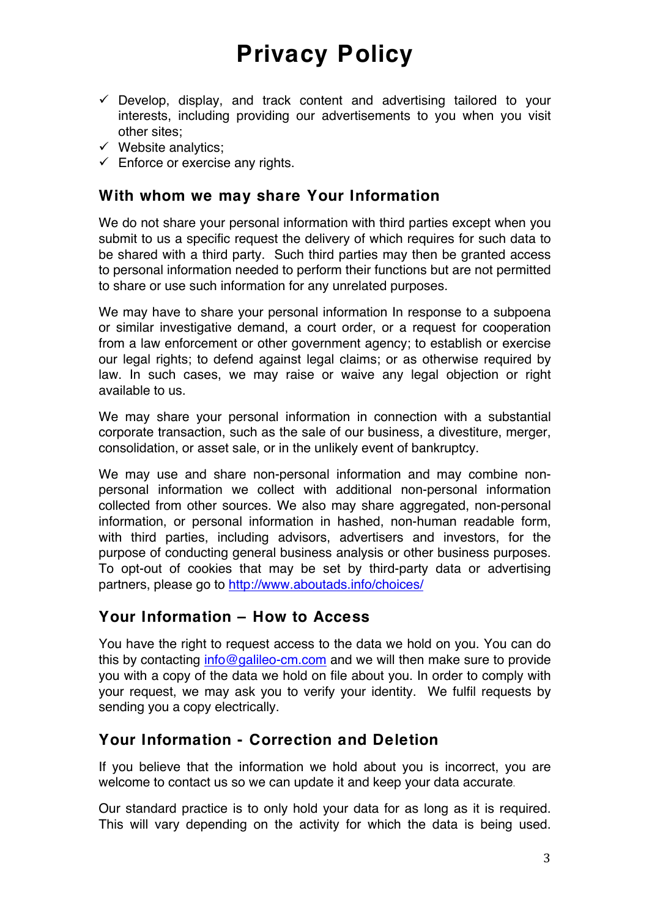# Privacy Policy

- ✓ Develop, display, and track content and advertising tailored to your interests, including providing our advertisements to you when you visit other sites;
- ✓ Website analytics;
- ✓ Enforce or exercise any rights.

## With whom we may share Your Information

We do not share your personal information with third parties except when you submit to us a specific request the delivery of which requires for such data to be shared with a third party. Such third parties may then be granted access to personal information needed to perform their functions but are not permitted to share or use such information for any unrelated purposes.

We may have to share your personal information In response to a subpoena or similar investigative demand, a court order, or a request for cooperation from a law enforcement or other government agency; to establish or exercise our legal rights; to defend against legal claims; or as otherwise required by law. In such cases, we may raise or waive any legal objection or right available to us.

We may share your personal information in connection with a substantial corporate transaction, such as the sale of our business, a divestiture, merger, consolidation, or asset sale, or in the unlikely event of bankruptcy.

We may use and share non-personal information and may combine non-personal information we collect with additional non-personal information collected from other sources. We also may share aggregated, non-personal information, or personal information in hashed, non-human readable form, with third parties, including advisors, advertisers and investors, for the purpose of conducting general business analysis or other business purposes. To opt-out of cookies that may be set by third-party data or advertising partners, please go to http://www.aboutads.info/choices/

## Your Information – How to Access

You have the right to request access to the data we hold on you. You can do this by contacting info@galileo-cm.com and we will then make sure to provide you with a copy of the data we hold on file about you. In order to comply with your request, we may ask you to verify your identity. We fulfil requests by sending you a copy electrically.

## Your Information - Correction and Deletion

If you believe that the information we hold about you is incorrect, you are welcome to contact us so we can update it and keep your data accurate.

Our standard practice is to only hold your data for as long as it is required. This will vary depending on the activity for which the data is being used.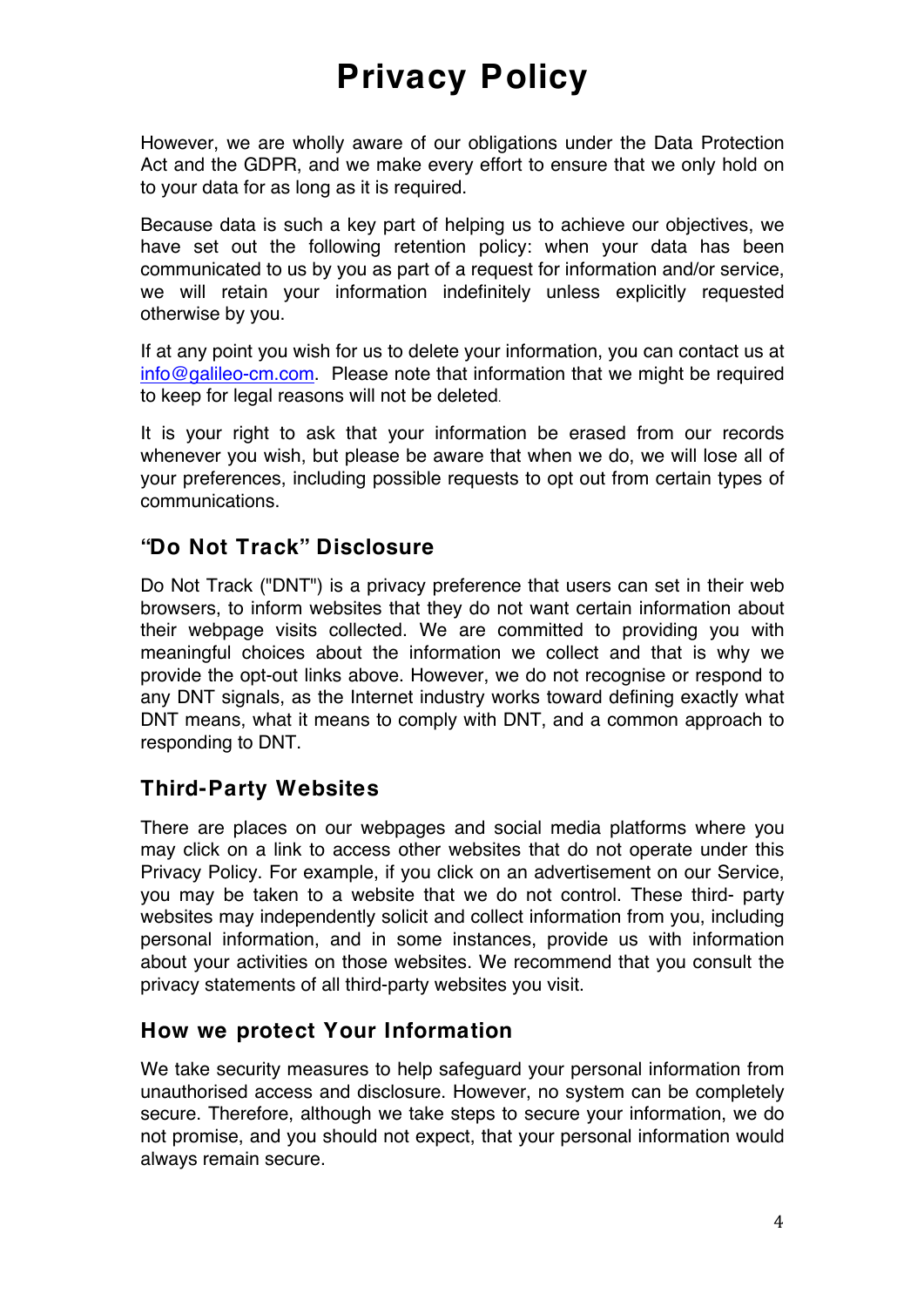# Privacy Policy

However, we are wholly aware of our obligations under the Data Protection Act and the GDPR, and we make every effort to ensure that we only hold on to your data for as long as it is required.

Because data is such a key part of helping us to achieve our objectives, we have set out the following retention policy: when your data has been communicated to us by you as part of a request for information and/or service, we will retain your information indefinitely unless explicitly requested otherwise by you.

If at any point you wish for us to delete your information, you can contact us at info@galileo-cm.com. Please note that information that we might be required to keep for legal reasons will not be deleted.

It is your right to ask that your information be erased from our records whenever you wish, but please be aware that when we do, we will lose all of your preferences, including possible requests to opt out from certain types of communications.

## "Do Not Track" Disclosure

Do Not Track ("DNT") is a privacy preference that users can set in their web browsers, to inform websites that they do not want certain information about their webpage visits collected. We are committed to providing you with meaningful choices about the information we collect and that is why we provide the opt-out links above. However, we do not recognise or respond to any DNT signals, as the Internet industry works toward defining exactly what DNT means, what it means to comply with DNT, and a common approach to responding to DNT.

## Third-Party Websites

There are places on our webpages and social media platforms where you may click on a link to access other websites that do not operate under this Privacy Policy. For example, if you click on an advertisement on our Service, you may be taken to a website that we do not control. These third- party websites may independently solicit and collect information from you, including personal information, and in some instances, provide us with information about your activities on those websites. We recommend that you consult the privacy statements of all third-party websites you visit.

## How we protect Your Information

We take security measures to help safeguard your personal information from unauthorised access and disclosure. However, no system can be completely secure. Therefore, although we take steps to secure your information, we do not promise, and you should not expect, that your personal information would always remain secure.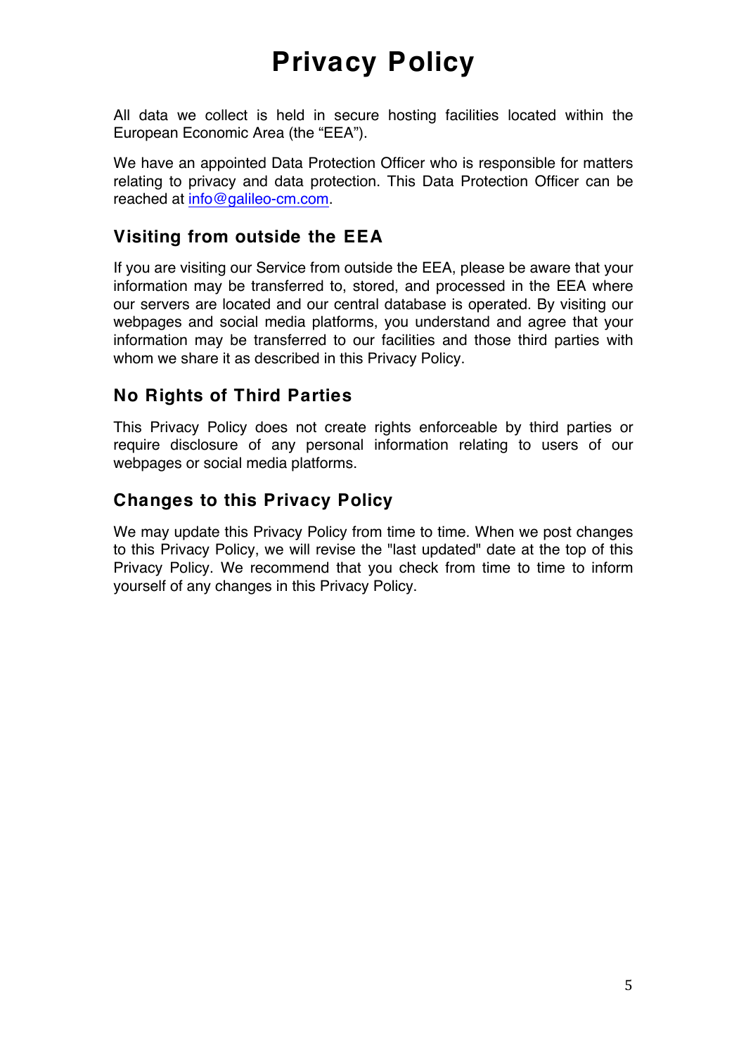# Privacy Policy

All data we collect is held in secure hosting facilities located within the European Economic Area (the "EEA").

We have an appointed Data Protection Officer who is responsible for matters relating to privacy and data protection. This Data Protection Officer can be reached at info@galileo-cm.com.

## Visiting from outside the EEA

If you are visiting our Service from outside the EEA, please be aware that your information may be transferred to, stored, and processed in the EEA where our servers are located and our central database is operated. By visiting our webpages and social media platforms, you understand and agree that your information may be transferred to our facilities and those third parties with whom we share it as described in this Privacy Policy.

## No Rights of Third Parties

This Privacy Policy does not create rights enforceable by third parties or require disclosure of any personal information relating to users of our webpages or social media platforms.

## Changes to this Privacy Policy

We may update this Privacy Policy from time to time. When we post changes to this Privacy Policy, we will revise the "last updated" date at the top of this Privacy Policy. We recommend that you check from time to time to inform yourself of any changes in this Privacy Policy.